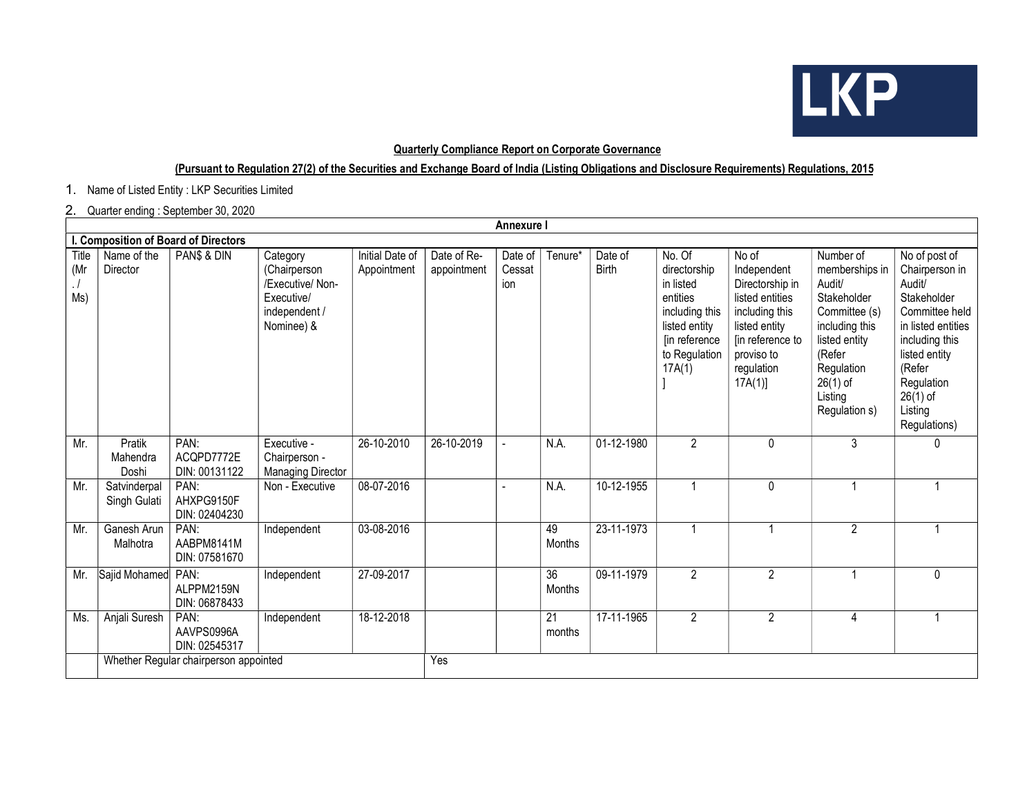LKP

**Quarterly Compliance Report on Corporate Governance**

**(Pursuant to Regulation 27(2) of the Securities and Exchange Board of India (Listing Obligations and Disclosure Requirements) Regulations, 2015**

1. Name of Listed Entity : LKP Securities Limited
2. Quarter ending : September 30, 2020

**Annexure I**

**I. Composition of Board of Directors**

| Title (Mr. / Ms) | Name of the Director | PAN$ & DIN | Category (Chairperson /Executive/ Non-Executive/ independent / Nominee) & | Initial Date of Appointment | Date of Re-appointment | Date of Cessation | Tenure* | Date of Birth | No. Of directorship in listed entities including this listed entity [in reference to Regulation 17A(1) ] | No of Independent Directorship in listed entities including this listed entity [in reference to proviso to regulation 17A(1)] | Number of memberships in Audit/ Stakeholder Committee (s) including this listed entity (Refer Regulation 26(1) of Listing Regulation s) | No of post of Chairperson in Audit/ Stakeholder Committee held in listed entities including this listed entity (Refer Regulation 26(1) of Listing Regulations) |
|---|---|---|---|---|---|---|---|---|---|---|---|---|
| Mr. | Pratik Mahendra Doshi | PAN: ACQPD7772E DIN: 00131122 | Executive - Chairperson - Managing Director | 26-10-2010 | 26-10-2019 | - | N.A. | 01-12-1980 | 2 | 0 | 3 | 0 |
| Mr. | Satvinderpal Singh Gulati | PAN: AHXPG9150F DIN: 02404230 | Non - Executive | 08-07-2016 | | - | N.A. | 10-12-1955 | 1 | 0 | 1 | 1 |
| Mr. | Ganesh Arun Malhotra | PAN: AABPM8141M DIN: 07581670 | Independent | 03-08-2016 | | | 49 Months | 23-11-1973 | 1 | 1 | 2 | 1 |
| Mr. | Sajid Mohamed | PAN: ALPPM2159N DIN: 06878433 | Independent | 27-09-2017 | | | 36 Months | 09-11-1979 | 2 | 2 | 1 | 0 |
| Ms. | Anjali Suresh | PAN: AAVPS0996A DIN: 02545317 | Independent | 18-12-2018 | | | 21 months | 17-11-1965 | 2 | 2 | 4 | 1 |
| | Whether Regular chairperson appointed | | | | Yes | | | | | | | |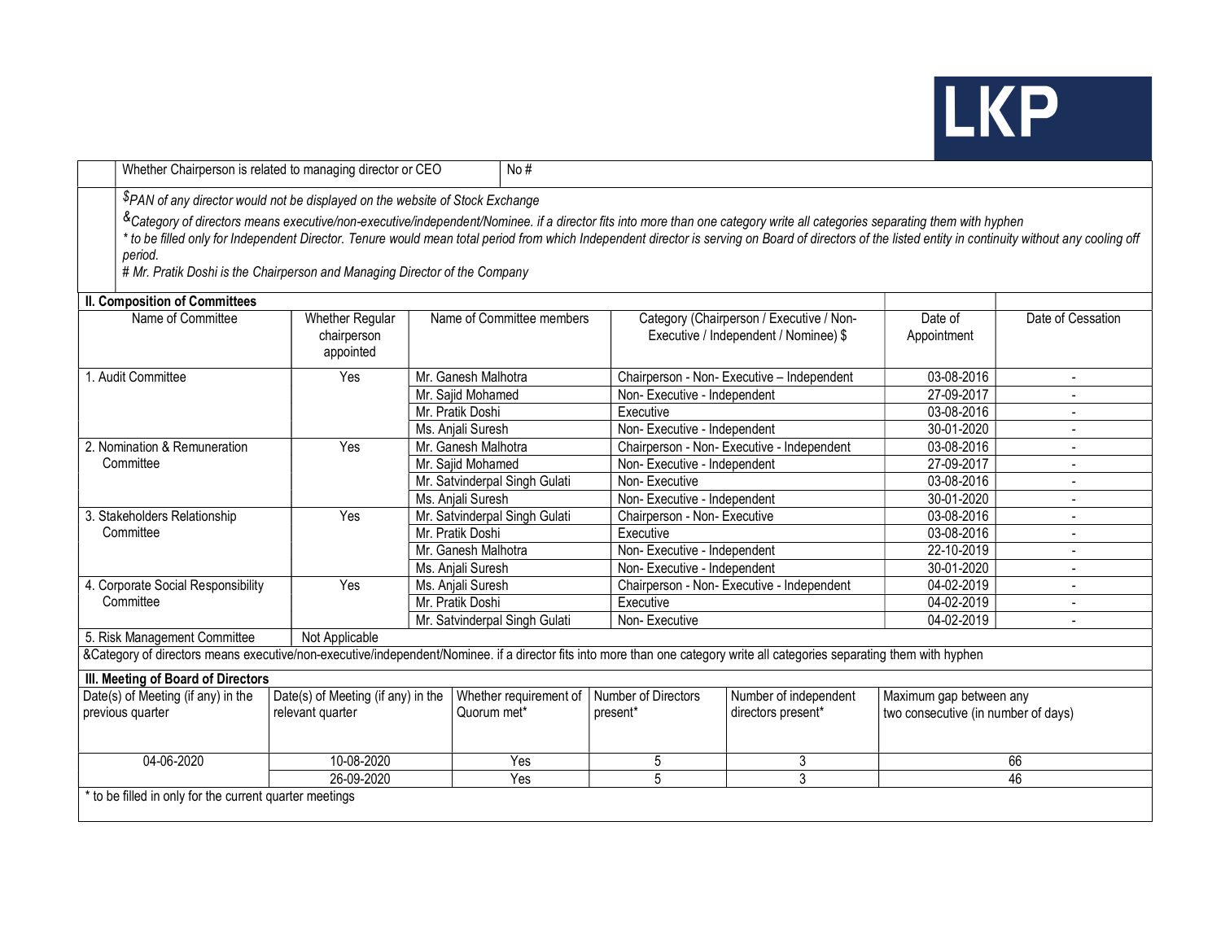| Whether Chairperson is related to managing director or CEO | No # |
|---|---|

$PAN of any director would not be displayed on the website of Stock Exchange

&Category of directors means executive/non-executive/independent/Nominee. if a director fits into more than one category write all categories separating them with hyphen

* to be filled only for Independent Director. Tenure would mean total period from which Independent director is serving on Board of directors of the listed entity in continuity without any cooling off period.

# Mr. Pratik Doshi is the Chairperson and Managing Director of the Company

**II. Composition of Committees**

| Name of Committee | Whether Regular chairperson appointed | Name of Committee members | Category (Chairperson / Executive / Non-Executive / Independent / Nominee) $ | Date of Appointment | Date of Cessation |
|---|---|---|---|---|---|
| 1. Audit Committee | Yes | Mr. Ganesh Malhotra | Chairperson - Non- Executive – Independent | 03-08-2016 | - |
| | | Mr. Sajid Mohamed | Non- Executive - Independent | 27-09-2017 | - |
| | | Mr. Pratik Doshi | Executive | 03-08-2016 | - |
| | | Ms. Anjali Suresh | Non- Executive - Independent | 30-01-2020 | - |
| 2. Nomination & Remuneration Committee | Yes | Mr. Ganesh Malhotra | Chairperson - Non- Executive - Independent | 03-08-2016 | - |
| | | Mr. Sajid Mohamed | Non- Executive - Independent | 27-09-2017 | - |
| | | Mr. Satvinderpal Singh Gulati | Non- Executive | 03-08-2016 | - |
| | | Ms. Anjali Suresh | Non- Executive - Independent | 30-01-2020 | - |
| 3. Stakeholders Relationship Committee | Yes | Mr. Satvinderpal Singh Gulati | Chairperson - Non- Executive | 03-08-2016 | - |
| | | Mr. Pratik Doshi | Executive | 03-08-2016 | - |
| | | Mr. Ganesh Malhotra | Non- Executive - Independent | 22-10-2019 | - |
| | | Ms. Anjali Suresh | Non- Executive - Independent | 30-01-2020 | - |
| 4. Corporate Social Responsibility Committee | Yes | Ms. Anjali Suresh | Chairperson - Non- Executive - Independent | 04-02-2019 | - |
| | | Mr. Pratik Doshi | Executive | 04-02-2019 | - |
| | | Mr. Satvinderpal Singh Gulati | Non- Executive | 04-02-2019 | - |
| 5. Risk Management Committee | Not Applicable | | | | |

&Category of directors means executive/non-executive/independent/Nominee. if a director fits into more than one category write all categories separating them with hyphen

**III. Meeting of Board of Directors**

| Date(s) of Meeting (if any) in the previous quarter | Date(s) of Meeting (if any) in the relevant quarter | Whether requirement of Quorum met* | Number of Directors present* | Number of independent directors present* | Maximum gap between any two consecutive (in number of days) |
|---|---|---|---|---|---|
| 04-06-2020 | 10-08-2020 | Yes | 5 | 3 | 66 |
| | 26-09-2020 | Yes | 5 | 3 | 46 |

* to be filled in only for the current quarter meetings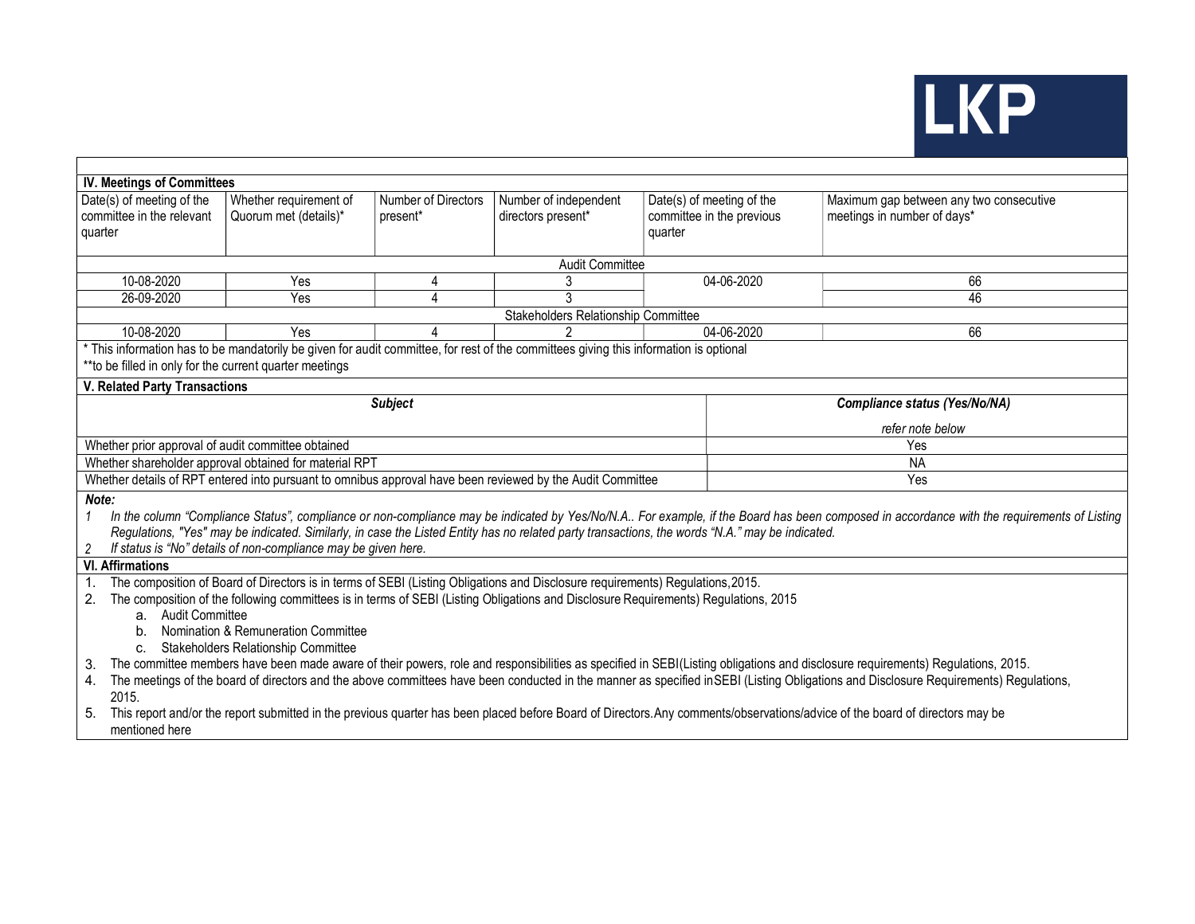## IV. Meetings of Committees

| Date(s) of meeting of the committee in the relevant quarter | Whether requirement of Quorum met (details)* | Number of Directors present* | Number of independent directors present* | Date(s) of meeting of the committee in the previous quarter | Maximum gap between any two consecutive meetings in number of days* |
|---|---|---|---|---|---|
| **Audit Committee** | | | | | |
| 10-08-2020 | Yes | 4 | 3 | 04-06-2020 | 66 |
| 26-09-2020 | Yes | 4 | 3 | | 46 |
| **Stakeholders Relationship Committee** | | | | | |
| 10-08-2020 | Yes | 4 | 2 | 04-06-2020 | 66 |

\* This information has to be mandatorily be given for audit committee, for rest of the committees giving this information is optional

**to be filled in only for the current quarter meetings

## V. Related Party Transactions

| ***Subject*** | ***Compliance status (Yes/No/NA)*** *refer note below* |
|---|---|
| Whether prior approval of audit committee obtained | Yes |
| Whether shareholder approval obtained for material RPT | NA |
| Whether details of RPT entered into pursuant to omnibus approval have been reviewed by the Audit Committee | Yes |

***Note:***

1. *In the column "Compliance Status", compliance or non-compliance may be indicated by Yes/No/N.A.. For example, if the Board has been composed in accordance with the requirements of Listing Regulations, "Yes" may be indicated. Similarly, in case the Listed Entity has no related party transactions, the words "N.A." may be indicated.*
2. *If status is "No" details of non-compliance may be given here.*

## VI. Affirmations

1. The composition of Board of Directors is in terms of SEBI (Listing Obligations and Disclosure requirements) Regulations,2015.
2. The composition of the following committees is in terms of SEBI (Listing Obligations and Disclosure Requirements) Regulations, 2015
   a. Audit Committee
   b. Nomination & Remuneration Committee
   c. Stakeholders Relationship Committee
3. The committee members have been made aware of their powers, role and responsibilities as specified in SEBI(Listing obligations and disclosure requirements) Regulations, 2015.
4. The meetings of the board of directors and the above committees have been conducted in the manner as specified inSEBI (Listing Obligations and Disclosure Requirements) Regulations, 2015.
5. This report and/or the report submitted in the previous quarter has been placed before Board of Directors.Any comments/observations/advice of the board of directors may be mentioned here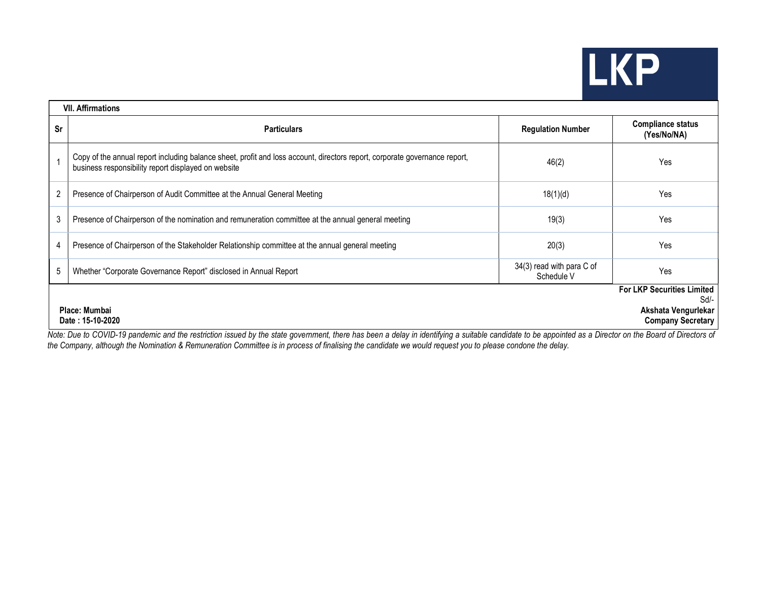LKP

| VII. Affirmations | | | |
|---|---|---|---|
| **Sr** | **Particulars** | **Regulation Number** | **Compliance status (Yes/No/NA)** |
| 1 | Copy of the annual report including balance sheet, profit and loss account, directors report, corporate governance report, business responsibility report displayed on website | 46(2) | Yes |
| 2 | Presence of Chairperson of Audit Committee at the Annual General Meeting | 18(1)(d) | Yes |
| 3 | Presence of Chairperson of the nomination and remuneration committee at the annual general meeting | 19(3) | Yes |
| 4 | Presence of Chairperson of the Stakeholder Relationship committee at the annual general meeting | 20(3) | Yes |
| 5 | Whether "Corporate Governance Report" disclosed in Annual Report | 34(3) read with para C of Schedule V | Yes |

**For LKP Securities Limited**

Sd/-

**Akshata Vengurlekar**

**Company Secretary**

**Place: Mumbai**

**Date : 15-10-2020**

*Note: Due to COVID-19 pandemic and the restriction issued by the state government, there has been a delay in identifying a suitable candidate to be appointed as a Director on the Board of Directors of the Company, although the Nomination & Remuneration Committee is in process of finalising the candidate we would request you to please condone the delay.*